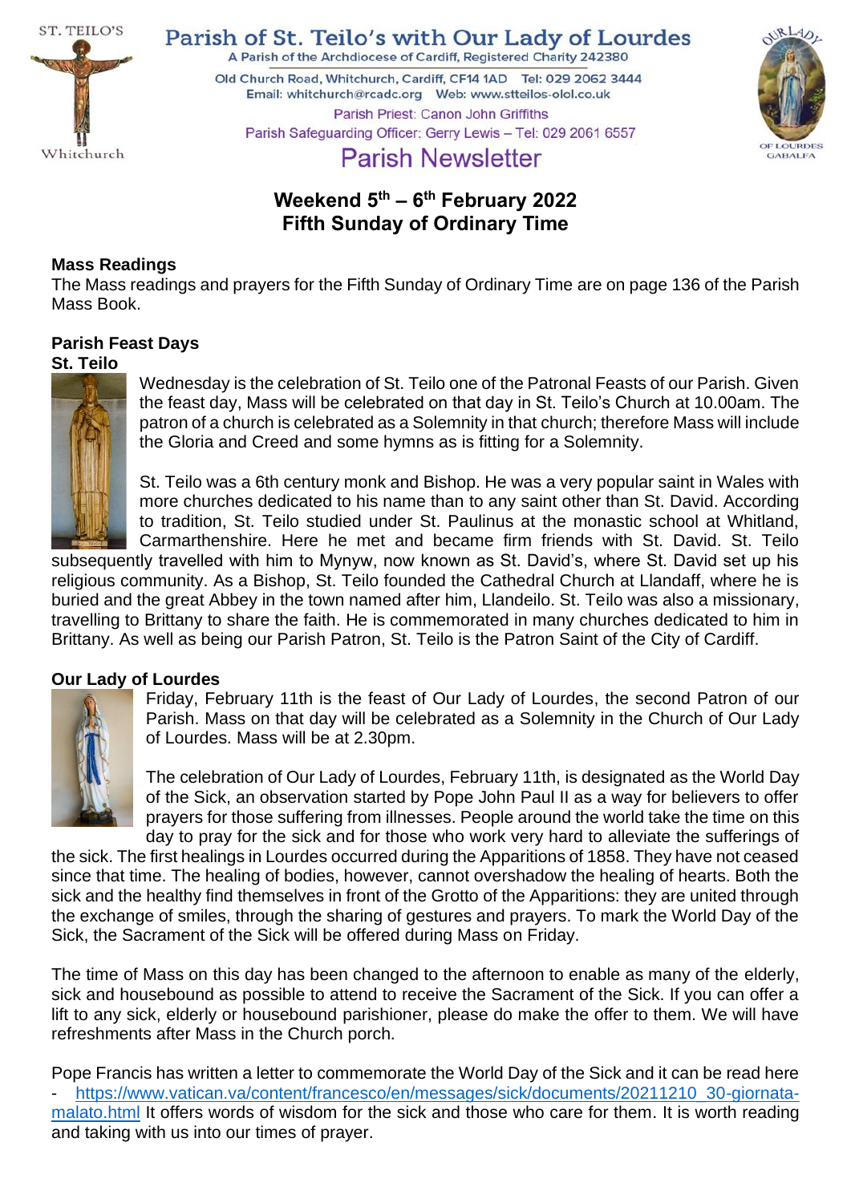ST. TEILO'S

Whitchurch

# Parish of St. Teilo's with Our Lady of Lourdes

A Parish of the Archdiocese of Cardiff, Registered Charity 242380

Old Church Road, Whitchurch, Cardiff, CF14 1AD Tel: 029 2062 3444

Email: whitchurch@rcadc.org Web: www.stteilos-olol.co.uk

Parish Priest: Canon John Griffiths

Parish Safeguarding Officer: Gerry Lewis – Tel: 029 2061 6557

OUR LADY OF LOURDES GABALFA

## Parish Newsletter

## Weekend 5th – 6th February 2022
## Fifth Sunday of Ordinary Time

### Mass Readings

The Mass readings and prayers for the Fifth Sunday of Ordinary Time are on page 136 of the Parish Mass Book.

### Parish Feast Days

#### St. Teilo

Wednesday is the celebration of St. Teilo one of the Patronal Feasts of our Parish. Given the feast day, Mass will be celebrated on that day in St. Teilo's Church at 10.00am. The patron of a church is celebrated as a Solemnity in that church; therefore Mass will include the Gloria and Creed and some hymns as is fitting for a Solemnity.

St. Teilo was a 6th century monk and Bishop. He was a very popular saint in Wales with more churches dedicated to his name than to any saint other than St. David. According to tradition, St. Teilo studied under St. Paulinus at the monastic school at Whitland, Carmarthenshire. Here he met and became firm friends with St. David. St. Teilo subsequently travelled with him to Mynyw, now known as St. David's, where St. David set up his religious community. As a Bishop, St. Teilo founded the Cathedral Church at Llandaff, where he is buried and the great Abbey in the town named after him, Llandeilo. St. Teilo was also a missionary, travelling to Brittany to share the faith. He is commemorated in many churches dedicated to him in Brittany. As well as being our Parish Patron, St. Teilo is the Patron Saint of the City of Cardiff.

#### Our Lady of Lourdes

Friday, February 11th is the feast of Our Lady of Lourdes, the second Patron of our Parish. Mass on that day will be celebrated as a Solemnity in the Church of Our Lady of Lourdes. Mass will be at 2.30pm.

The celebration of Our Lady of Lourdes, February 11th, is designated as the World Day of the Sick, an observation started by Pope John Paul II as a way for believers to offer prayers for those suffering from illnesses. People around the world take the time on this day to pray for the sick and for those who work very hard to alleviate the sufferings of the sick. The first healings in Lourdes occurred during the Apparitions of 1858. They have not ceased since that time. The healing of bodies, however, cannot overshadow the healing of hearts. Both the sick and the healthy find themselves in front of the Grotto of the Apparitions: they are united through the exchange of smiles, through the sharing of gestures and prayers. To mark the World Day of the Sick, the Sacrament of the Sick will be offered during Mass on Friday.

The time of Mass on this day has been changed to the afternoon to enable as many of the elderly, sick and housebound as possible to attend to receive the Sacrament of the Sick. If you can offer a lift to any sick, elderly or housebound parishioner, please do make the offer to them. We will have refreshments after Mass in the Church porch.

Pope Francis has written a letter to commemorate the World Day of the Sick and it can be read here - https://www.vatican.va/content/francesco/en/messages/sick/documents/20211210_30-giornata-malato.html It offers words of wisdom for the sick and those who care for them. It is worth reading and taking with us into our times of prayer.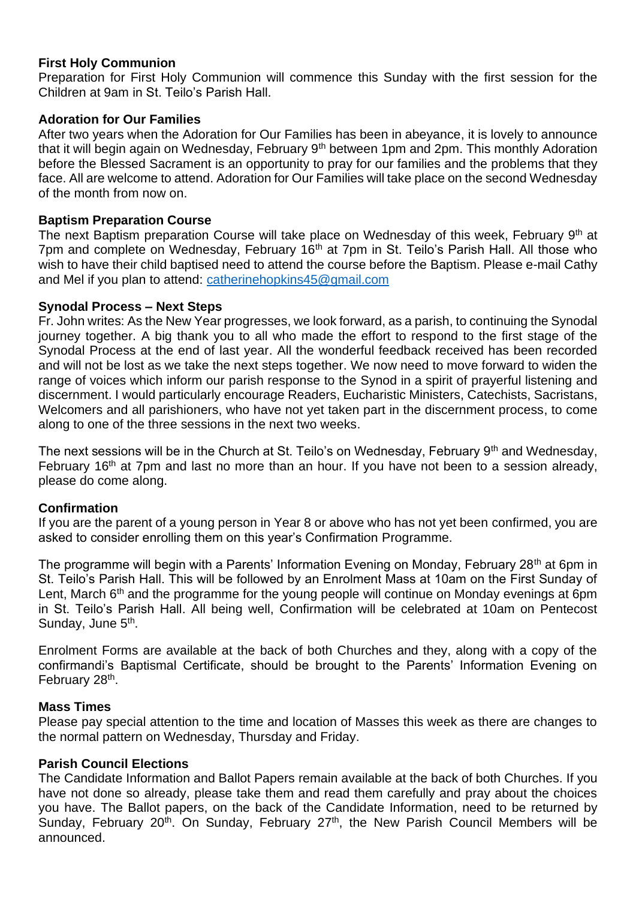**First Holy Communion**

Preparation for First Holy Communion will commence this Sunday with the first session for the Children at 9am in St. Teilo's Parish Hall.

**Adoration for Our Families**

After two years when the Adoration for Our Families has been in abeyance, it is lovely to announce that it will begin again on Wednesday, February 9th between 1pm and 2pm. This monthly Adoration before the Blessed Sacrament is an opportunity to pray for our families and the problems that they face. All are welcome to attend. Adoration for Our Families will take place on the second Wednesday of the month from now on.

**Baptism Preparation Course**

The next Baptism preparation Course will take place on Wednesday of this week, February 9th at 7pm and complete on Wednesday, February 16th at 7pm in St. Teilo's Parish Hall. All those who wish to have their child baptised need to attend the course before the Baptism. Please e-mail Cathy and Mel if you plan to attend: catherinehopkins45@gmail.com

**Synodal Process – Next Steps**

Fr. John writes: As the New Year progresses, we look forward, as a parish, to continuing the Synodal journey together. A big thank you to all who made the effort to respond to the first stage of the Synodal Process at the end of last year. All the wonderful feedback received has been recorded and will not be lost as we take the next steps together. We now need to move forward to widen the range of voices which inform our parish response to the Synod in a spirit of prayerful listening and discernment. I would particularly encourage Readers, Eucharistic Ministers, Catechists, Sacristans, Welcomers and all parishioners, who have not yet taken part in the discernment process, to come along to one of the three sessions in the next two weeks.

The next sessions will be in the Church at St. Teilo's on Wednesday, February 9th and Wednesday, February 16th at 7pm and last no more than an hour. If you have not been to a session already, please do come along.

**Confirmation**

If you are the parent of a young person in Year 8 or above who has not yet been confirmed, you are asked to consider enrolling them on this year's Confirmation Programme.

The programme will begin with a Parents' Information Evening on Monday, February 28th at 6pm in St. Teilo's Parish Hall. This will be followed by an Enrolment Mass at 10am on the First Sunday of Lent, March 6th and the programme for the young people will continue on Monday evenings at 6pm in St. Teilo's Parish Hall. All being well, Confirmation will be celebrated at 10am on Pentecost Sunday, June 5th.

Enrolment Forms are available at the back of both Churches and they, along with a copy of the confirmandi's Baptismal Certificate, should be brought to the Parents' Information Evening on February 28th.

**Mass Times**

Please pay special attention to the time and location of Masses this week as there are changes to the normal pattern on Wednesday, Thursday and Friday.

**Parish Council Elections**

The Candidate Information and Ballot Papers remain available at the back of both Churches. If you have not done so already, please take them and read them carefully and pray about the choices you have. The Ballot papers, on the back of the Candidate Information, need to be returned by Sunday, February 20th. On Sunday, February 27th, the New Parish Council Members will be announced.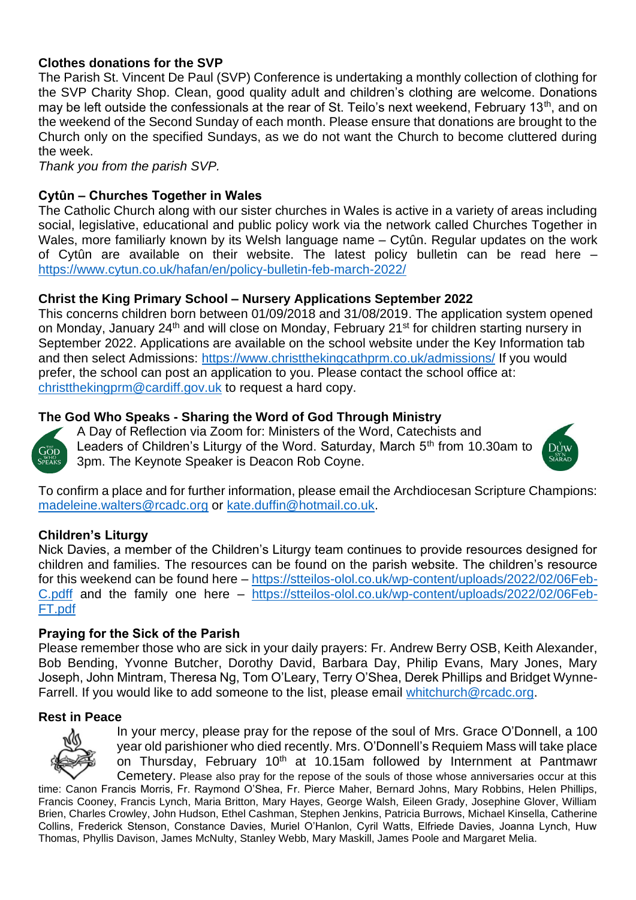### Clothes donations for the SVP

The Parish St. Vincent De Paul (SVP) Conference is undertaking a monthly collection of clothing for the SVP Charity Shop. Clean, good quality adult and children's clothing are welcome. Donations may be left outside the confessionals at the rear of St. Teilo's next weekend, February 13th, and on the weekend of the Second Sunday of each month. Please ensure that donations are brought to the Church only on the specified Sundays, as we do not want the Church to become cluttered during the week.

*Thank you from the parish SVP.*

### Cytûn – Churches Together in Wales

The Catholic Church along with our sister churches in Wales is active in a variety of areas including social, legislative, educational and public policy work via the network called Churches Together in Wales, more familiarly known by its Welsh language name – Cytûn. Regular updates on the work of Cytûn are available on their website. The latest policy bulletin can be read here – https://www.cytun.co.uk/hafan/en/policy-bulletin-feb-march-2022/

### Christ the King Primary School – Nursery Applications September 2022

This concerns children born between 01/09/2018 and 31/08/2019. The application system opened on Monday, January 24th and will close on Monday, February 21st for children starting nursery in September 2022. Applications are available on the school website under the Key Information tab and then select Admissions: https://www.christthekingcathprm.co.uk/admissions/ If you would prefer, the school can post an application to you. Please contact the school office at: christthekingprm@cardiff.gov.uk to request a hard copy.

### The God Who Speaks - Sharing the Word of God Through Ministry

A Day of Reflection via Zoom for: Ministers of the Word, Catechists and Leaders of Children's Liturgy of the Word. Saturday, March 5th from 10.30am to 3pm. The Keynote Speaker is Deacon Rob Coyne.

To confirm a place and for further information, please email the Archdiocesan Scripture Champions: madeleine.walters@rcadc.org or kate.duffin@hotmail.co.uk.

### Children's Liturgy

Nick Davies, a member of the Children's Liturgy team continues to provide resources designed for children and families. The resources can be found on the parish website. The children's resource for this weekend can be found here – https://stteilos-olol.co.uk/wp-content/uploads/2022/02/06Feb-C.pdff and the family one here – https://stteilos-olol.co.uk/wp-content/uploads/2022/02/06Feb-FT.pdf

### Praying for the Sick of the Parish

Please remember those who are sick in your daily prayers: Fr. Andrew Berry OSB, Keith Alexander, Bob Bending, Yvonne Butcher, Dorothy David, Barbara Day, Philip Evans, Mary Jones, Mary Joseph, John Mintram, Theresa Ng, Tom O'Leary, Terry O'Shea, Derek Phillips and Bridget Wynne-Farrell. If you would like to add someone to the list, please email whitchurch@rcadc.org.

### Rest in Peace

In your mercy, please pray for the repose of the soul of Mrs. Grace O'Donnell, a 100 year old parishioner who died recently. Mrs. O'Donnell's Requiem Mass will take place on Thursday, February 10th at 10.15am followed by Internment at Pantmawr Cemetery. Please also pray for the repose of the souls of those whose anniversaries occur at this time: Canon Francis Morris, Fr. Raymond O'Shea, Fr. Pierce Maher, Bernard Johns, Mary Robbins, Helen Phillips, Francis Cooney, Francis Lynch, Maria Britton, Mary Hayes, George Walsh, Eileen Grady, Josephine Glover, William Brien, Charles Crowley, John Hudson, Ethel Cashman, Stephen Jenkins, Patricia Burrows, Michael Kinsella, Catherine Collins, Frederick Stenson, Constance Davies, Muriel O'Hanlon, Cyril Watts, Elfriede Davies, Joanna Lynch, Huw Thomas, Phyllis Davison, James McNulty, Stanley Webb, Mary Maskill, James Poole and Margaret Melia.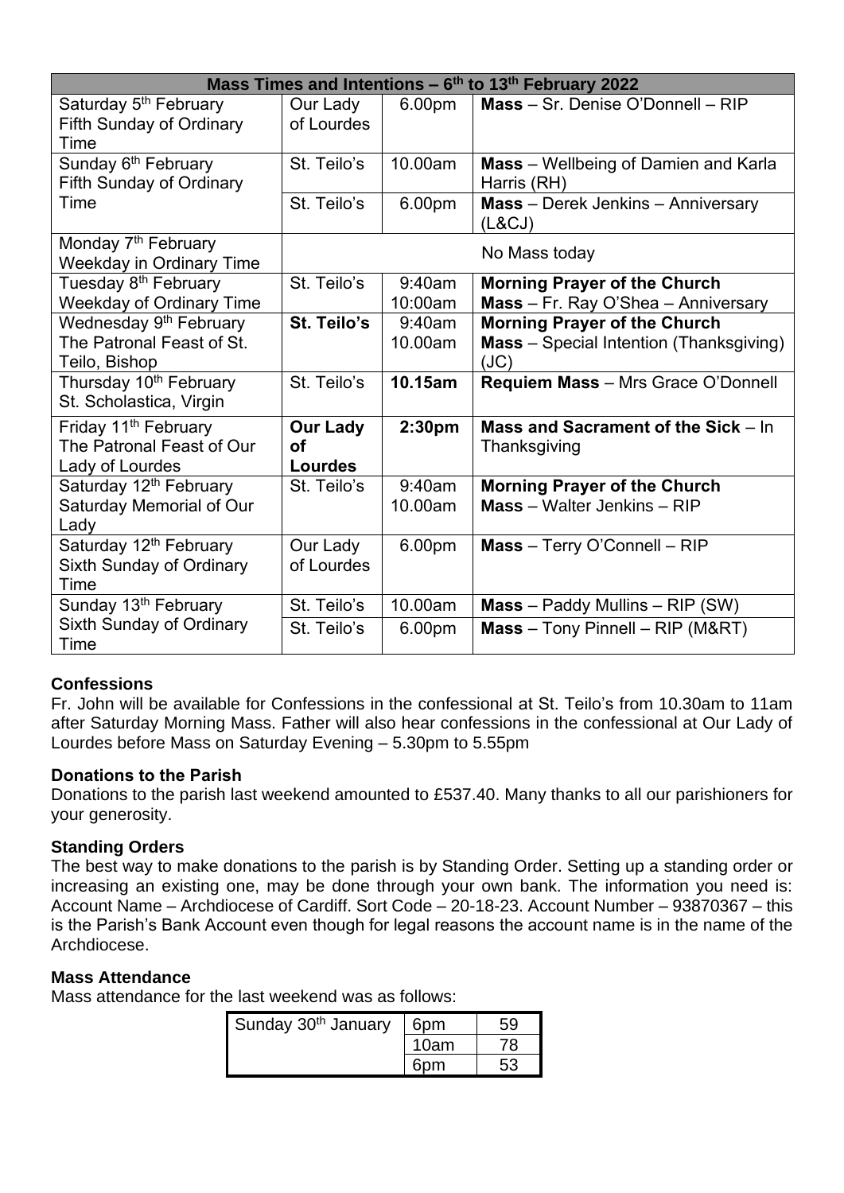| Mass Times and Intentions – 6th to 13th February 2022 | | | |
|---|---|---|---|
| Saturday 5th February<br>Fifth Sunday of Ordinary Time | Our Lady of Lourdes | 6.00pm | **Mass** – Sr. Denise O'Donnell – RIP |
| Sunday 6th February<br>Fifth Sunday of Ordinary Time | St. Teilo's | 10.00am | **Mass** – Wellbeing of Damien and Karla Harris (RH) |
| | St. Teilo's | 6.00pm | **Mass** – Derek Jenkins – Anniversary (L&CJ) |
| Monday 7th February<br>Weekday in Ordinary Time | No Mass today | | |
| Tuesday 8th February<br>Weekday of Ordinary Time | St. Teilo's | 9:40am<br>10:00am | **Morning Prayer of the Church**<br>**Mass** – Fr. Ray O'Shea – Anniversary |
| Wednesday 9th February<br>The Patronal Feast of St. Teilo, Bishop | **St. Teilo's** | 9:40am<br>10.00am | **Morning Prayer of the Church**<br>**Mass** – Special Intention (Thanksgiving) (JC) |
| Thursday 10th February<br>St. Scholastica, Virgin | St. Teilo's | **10.15am** | **Requiem Mass** – Mrs Grace O'Donnell |
| Friday 11th February<br>The Patronal Feast of Our Lady of Lourdes | **Our Lady of Lourdes** | **2:30pm** | **Mass and Sacrament of the Sick** – In Thanksgiving |
| Saturday 12th February<br>Saturday Memorial of Our Lady | St. Teilo's | 9:40am<br>10.00am | **Morning Prayer of the Church**<br>**Mass** – Walter Jenkins – RIP |
| Saturday 12th February<br>Sixth Sunday of Ordinary Time | Our Lady of Lourdes | 6.00pm | **Mass** – Terry O'Connell – RIP |
| Sunday 13th February<br>Sixth Sunday of Ordinary Time | St. Teilo's | 10.00am | **Mass** – Paddy Mullins – RIP (SW) |
| | St. Teilo's | 6.00pm | **Mass** – Tony Pinnell – RIP (M&RT) |

### Confessions

Fr. John will be available for Confessions in the confessional at St. Teilo's from 10.30am to 11am after Saturday Morning Mass. Father will also hear confessions in the confessional at Our Lady of Lourdes before Mass on Saturday Evening – 5.30pm to 5.55pm

### Donations to the Parish

Donations to the parish last weekend amounted to £537.40. Many thanks to all our parishioners for your generosity.

### Standing Orders

The best way to make donations to the parish is by Standing Order. Setting up a standing order or increasing an existing one, may be done through your own bank. The information you need is: Account Name – Archdiocese of Cardiff. Sort Code – 20-18-23. Account Number – 93870367 – this is the Parish's Bank Account even though for legal reasons the account name is in the name of the Archdiocese.

### Mass Attendance

Mass attendance for the last weekend was as follows:

| | | |
|---|---|---|
| Sunday 30th January | 6pm | 59 |
| | 10am | 78 |
| | 6pm | 53 |